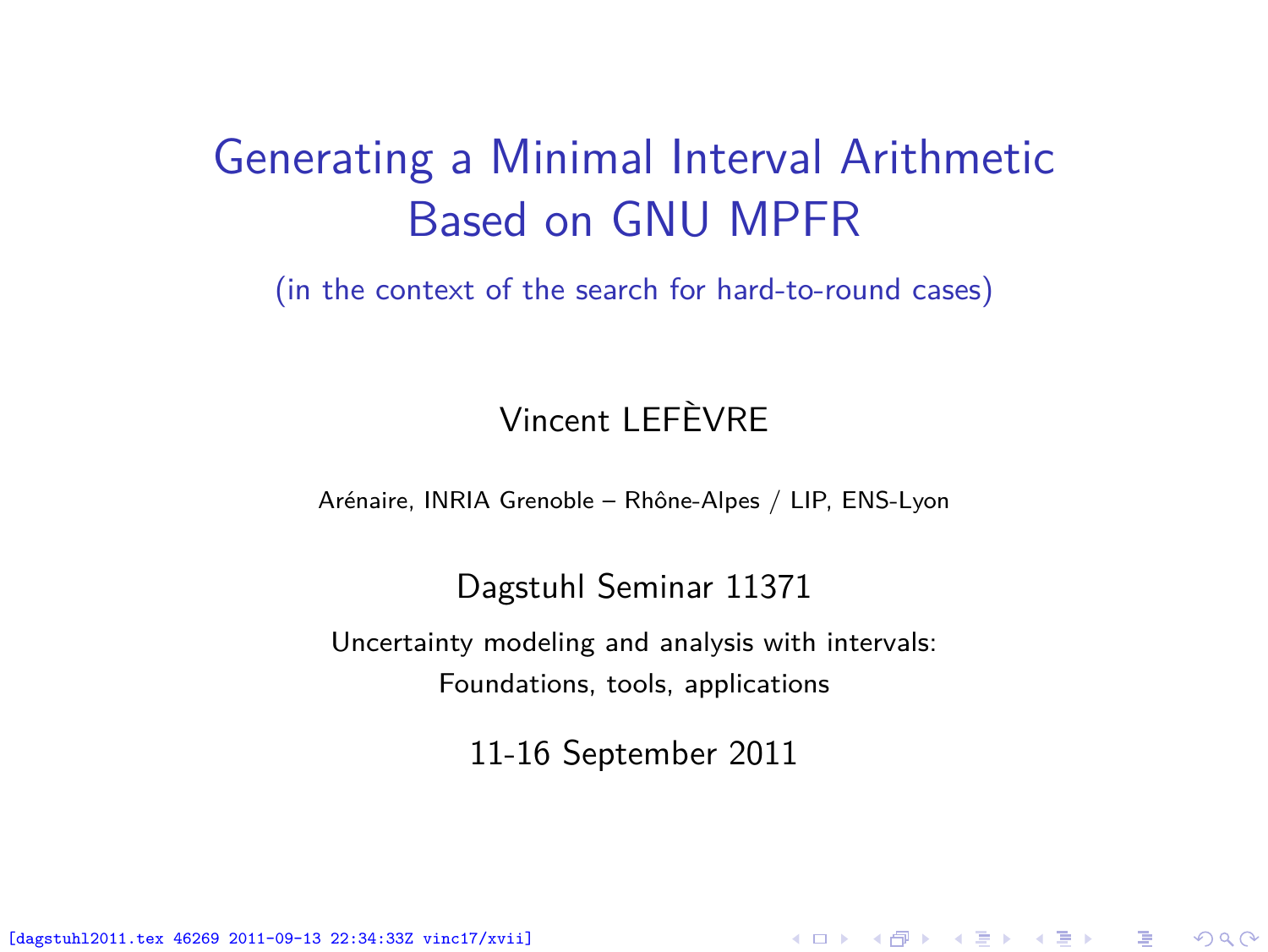# Generating a Minimal Interval Arithmetic Based on GNU MPFR

(in the context of the search for hard-to-round cases)

Vincent LEFÈVRE

Arénaire, INRIA Grenoble – Rhône-Alpes / LIP, ENS-Lyon

Dagstuhl Seminar 11371

Uncertainty modeling and analysis with intervals:
Foundations, tools, applications

11-16 September 2011

[dagstuhl2011.tex 46269 2011-09-13 22:34:33Z vinc17/xvii]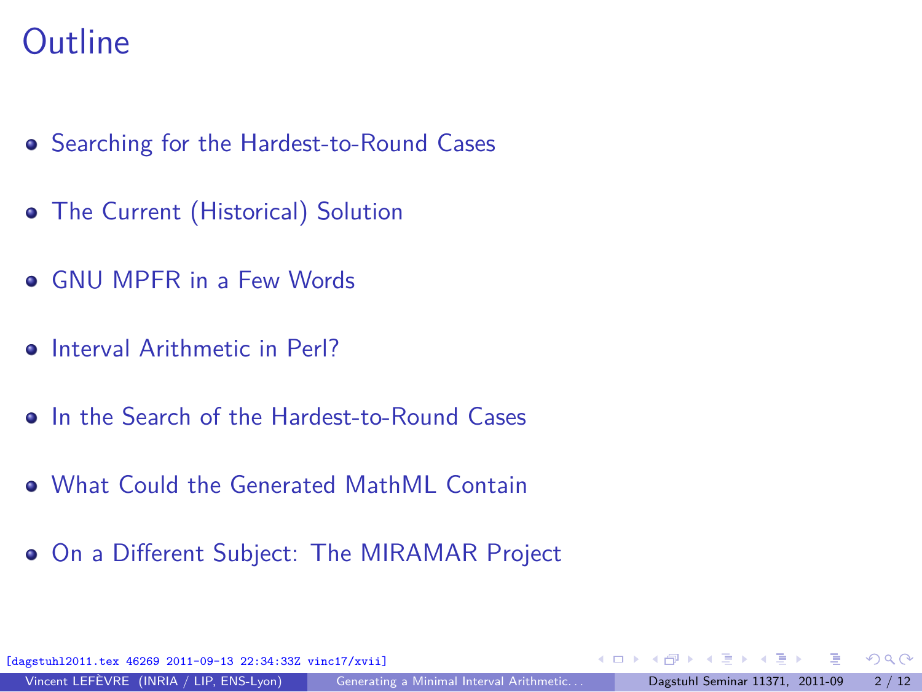# Outline

- Searching for the Hardest-to-Round Cases
- The Current (Historical) Solution
- GNU MPFR in a Few Words
- Interval Arithmetic in Perl?
- In the Search of the Hardest-to-Round Cases
- What Could the Generated MathML Contain
- On a Different Subject: The MIRAMAR Project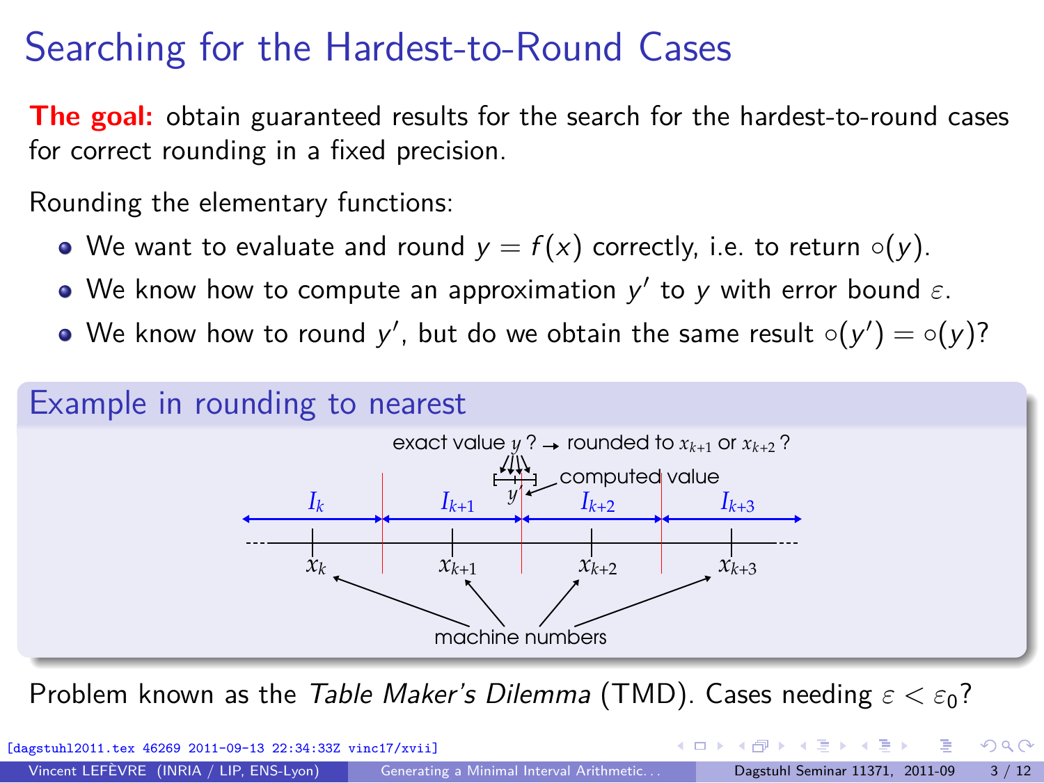# Searching for the Hardest-to-Round Cases

**The goal:** obtain guaranteed results for the search for the hardest-to-round cases for correct rounding in a fixed precision.

Rounding the elementary functions:

- We want to evaluate and round $y = f(x)$ correctly, i.e. to return $\circ(y)$.
- We know how to compute an approximation $y'$ to $y$ with error bound $\varepsilon$.
- We know how to round $y'$, but do we obtain the same result $\circ(y') = \circ(y)$?

## Example in rounding to nearest

exact value $y$ ? → rounded to $x_{k+1}$ or $x_{k+2}$ ?

computed value $y'$

$I_k$ $I_{k+1}$ $I_{k+2}$ $I_{k+3}$

$x_k$ $x_{k+1}$ $x_{k+2}$ $x_{k+3}$

machine numbers

Problem known as the *Table Maker's Dilemma* (TMD). Cases needing $\varepsilon < \varepsilon_0$?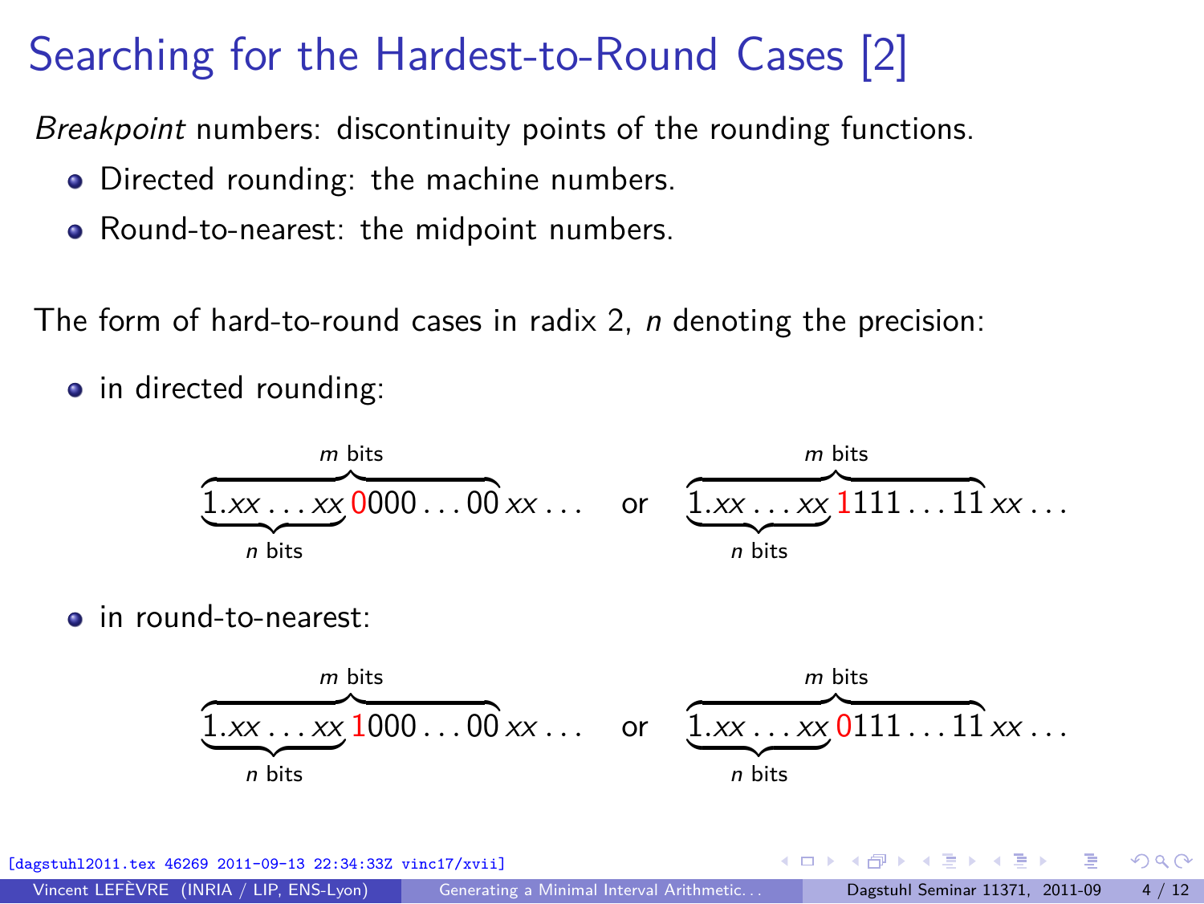# Searching for the Hardest-to-Round Cases [2]

*Breakpoint* numbers: discontinuity points of the rounding functions.

- Directed rounding: the machine numbers.
- Round-to-nearest: the midpoint numbers.

The form of hard-to-round cases in radix 2, $n$ denoting the precision:

- in directed rounding:

$$\overbrace{\underbrace{1.xx\ldots xx}_{n\text{ bits}}\,{\color{red}0}000\ldots00}^{m\text{ bits}}\,xx\ldots \quad \text{or} \quad \overbrace{\underbrace{1.xx\ldots xx}_{n\text{ bits}}\,{\color{red}1}111\ldots11}^{m\text{ bits}}\,xx\ldots$$

- in round-to-nearest:

$$\overbrace{\underbrace{1.xx\ldots xx}_{n\text{ bits}}\,{\color{red}1}000\ldots00}^{m\text{ bits}}\,xx\ldots \quad \text{or} \quad \overbrace{\underbrace{1.xx\ldots xx}_{n\text{ bits}}\,{\color{red}0}111\ldots11}^{m\text{ bits}}\,xx\ldots$$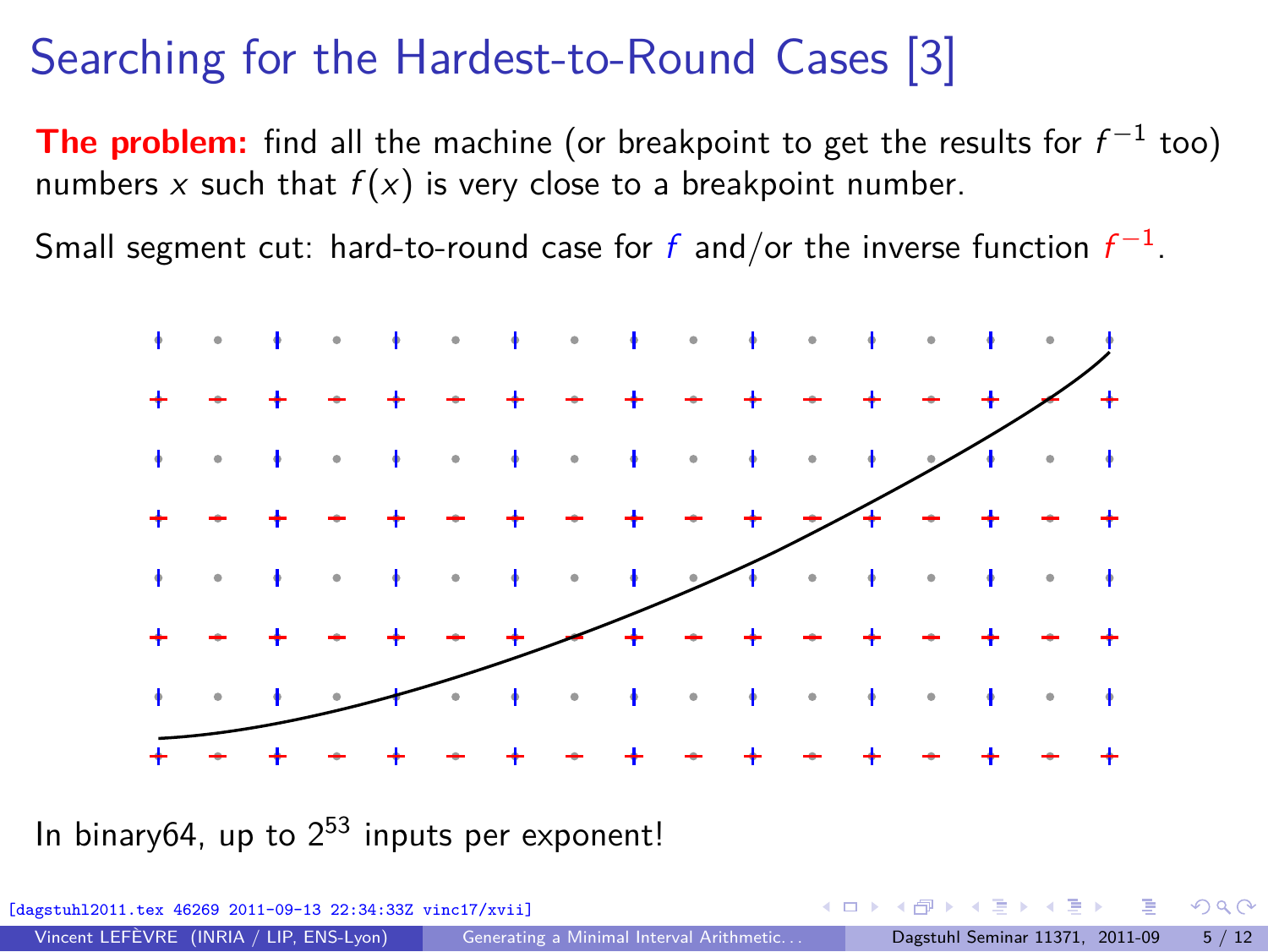# Searching for the Hardest-to-Round Cases [3]

**The problem:** find all the machine (or breakpoint to get the results for $f^{-1}$ too) numbers $x$ such that $f(x)$ is very close to a breakpoint number.

Small segment cut: hard-to-round case for $f$ and/or the inverse function $f^{-1}$.

In binary64, up to $2^{53}$ inputs per exponent!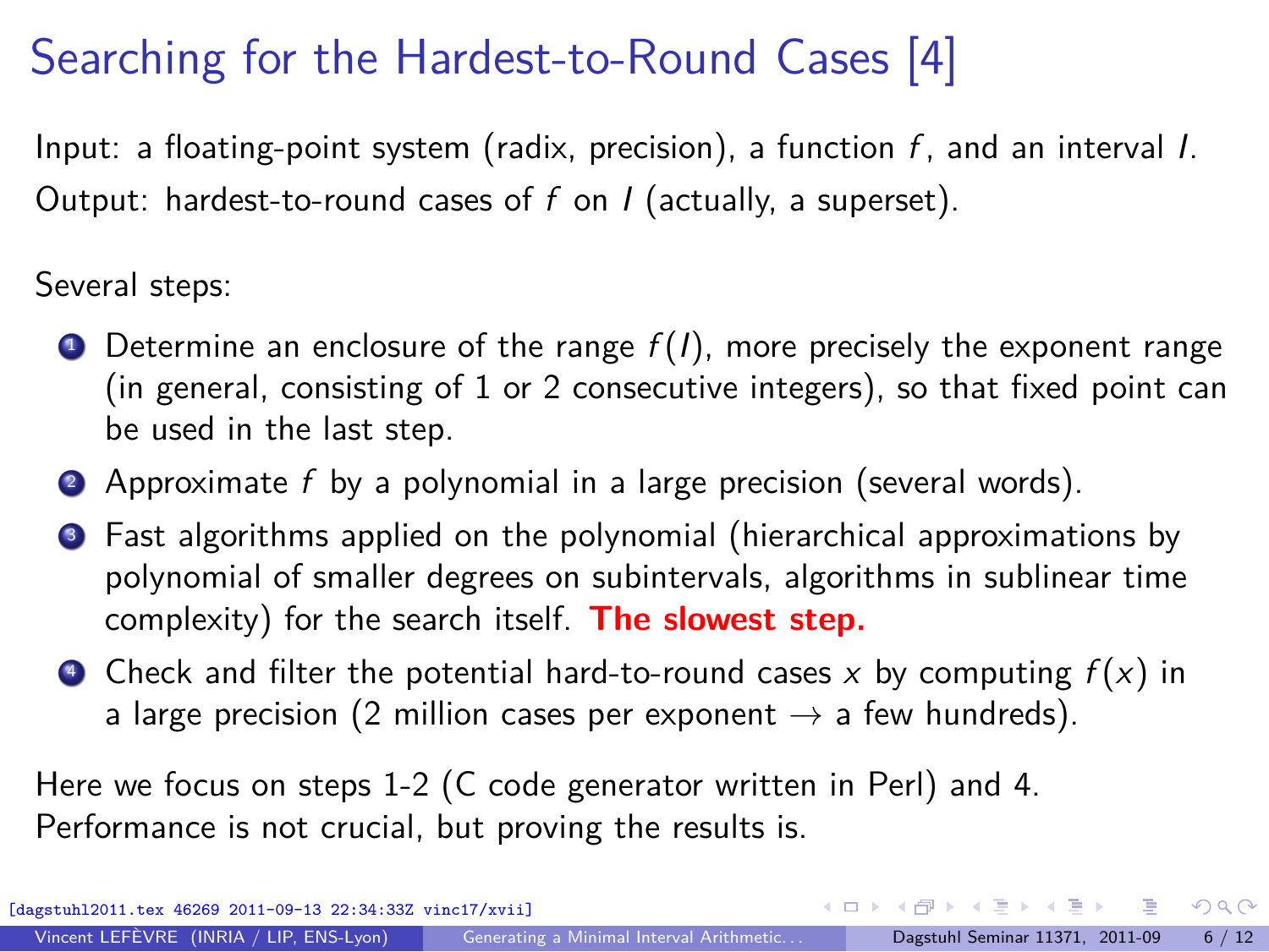# Searching for the Hardest-to-Round Cases [4]

Input: a floating-point system (radix, precision), a function $f$, and an interval $I$.
Output: hardest-to-round cases of $f$ on $I$ (actually, a superset).

Several steps:

1. Determine an enclosure of the range $f(I)$, more precisely the exponent range (in general, consisting of 1 or 2 consecutive integers), so that fixed point can be used in the last step.
2. Approximate $f$ by a polynomial in a large precision (several words).
3. Fast algorithms applied on the polynomial (hierarchical approximations by polynomial of smaller degrees on subintervals, algorithms in sublinear time complexity) for the search itself. **The slowest step.**
4. Check and filter the potential hard-to-round cases $x$ by computing $f(x)$ in a large precision (2 million cases per exponent $\rightarrow$ a few hundreds).

Here we focus on steps 1-2 (C code generator written in Perl) and 4.
Performance is not crucial, but proving the results is.

[dagstuhl2011.tex 46269 2011-09-13 22:34:33Z vinc17/xvii]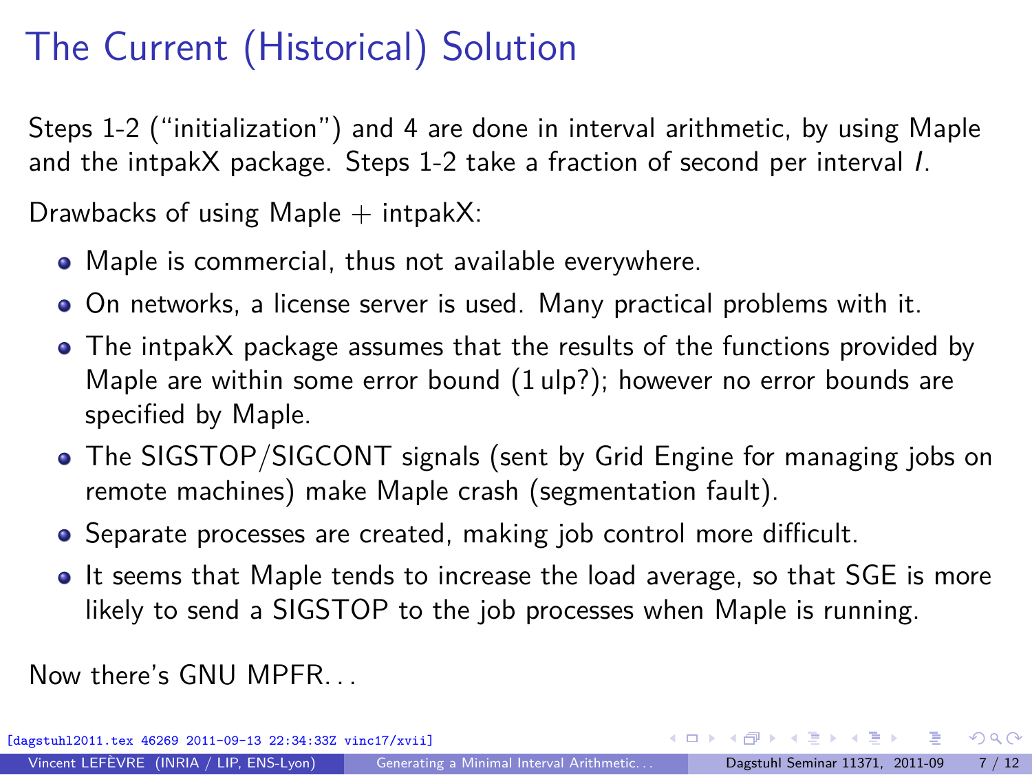# The Current (Historical) Solution

Steps 1-2 (“initialization”) and 4 are done in interval arithmetic, by using Maple and the intpakX package. Steps 1-2 take a fraction of second per interval $I$.

Drawbacks of using Maple + intpakX:

- Maple is commercial, thus not available everywhere.
- On networks, a license server is used. Many practical problems with it.
- The intpakX package assumes that the results of the functions provided by Maple are within some error bound (1 ulp?); however no error bounds are specified by Maple.
- The SIGSTOP/SIGCONT signals (sent by Grid Engine for managing jobs on remote machines) make Maple crash (segmentation fault).
- Separate processes are created, making job control more difficult.
- It seems that Maple tends to increase the load average, so that SGE is more likely to send a SIGSTOP to the job processes when Maple is running.

Now there’s GNU MPFR…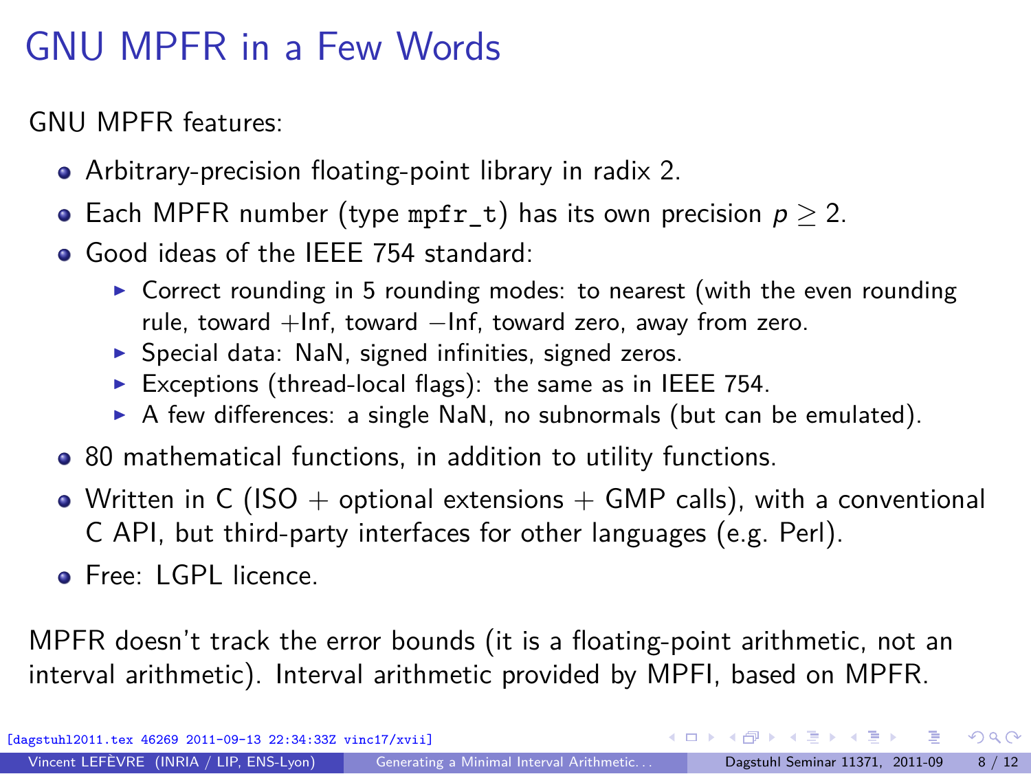# GNU MPFR in a Few Words

GNU MPFR features:

- Arbitrary-precision floating-point library in radix 2.
- Each MPFR number (type `mpfr_t`) has its own precision $p \geq 2$.
- Good ideas of the IEEE 754 standard:
  - Correct rounding in 5 rounding modes: to nearest (with the even rounding rule, toward +Inf, toward −Inf, toward zero, away from zero.
  - Special data: NaN, signed infinities, signed zeros.
  - Exceptions (thread-local flags): the same as in IEEE 754.
  - A few differences: a single NaN, no subnormals (but can be emulated).
- 80 mathematical functions, in addition to utility functions.
- Written in C (ISO + optional extensions + GMP calls), with a conventional C API, but third-party interfaces for other languages (e.g. Perl).
- Free: LGPL licence.

MPFR doesn't track the error bounds (it is a floating-point arithmetic, not an interval arithmetic). Interval arithmetic provided by MPFI, based on MPFR.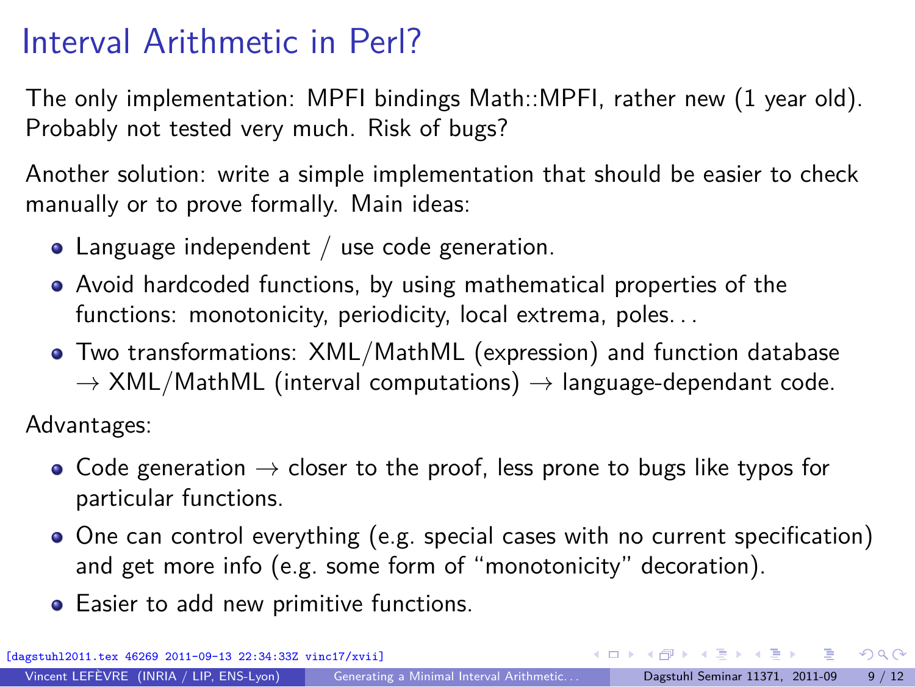# Interval Arithmetic in Perl?

The only implementation: MPFI bindings Math::MPFI, rather new (1 year old). Probably not tested very much. Risk of bugs?

Another solution: write a simple implementation that should be easier to check manually or to prove formally. Main ideas:

- Language independent / use code generation.
- Avoid hardcoded functions, by using mathematical properties of the functions: monotonicity, periodicity, local extrema, poles...
- Two transformations: XML/MathML (expression) and function database $\rightarrow$ XML/MathML (interval computations) $\rightarrow$ language-dependant code.

Advantages:

- Code generation $\rightarrow$ closer to the proof, less prone to bugs like typos for particular functions.
- One can control everything (e.g. special cases with no current specification) and get more info (e.g. some form of "monotonicity" decoration).
- Easier to add new primitive functions.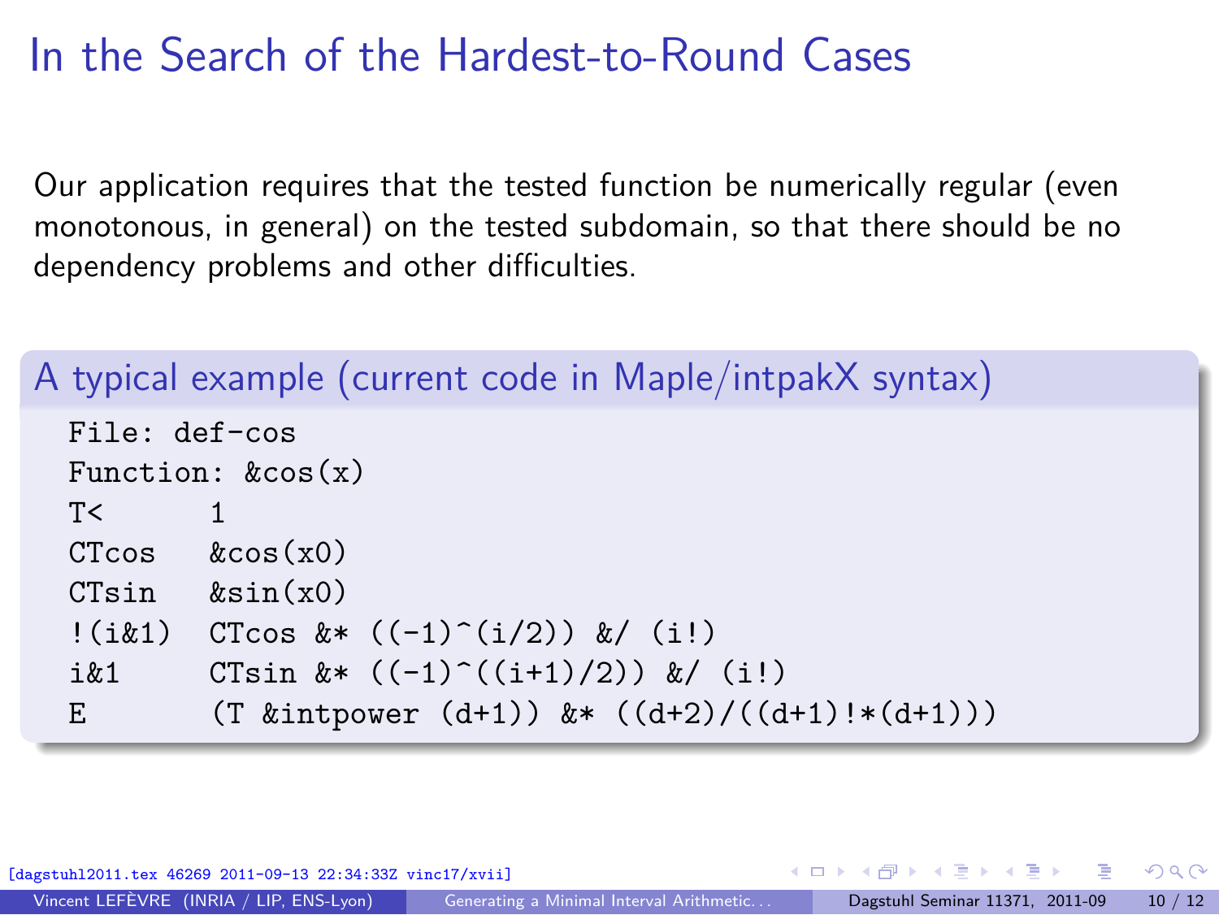# In the Search of the Hardest-to-Round Cases

Our application requires that the tested function be numerically regular (even monotonous, in general) on the tested subdomain, so that there should be no dependency problems and other difficulties.

## A typical example (current code in Maple/intpakX syntax)

```
File: def-cos
Function: &cos(x)
T<      1
CTcos   &cos(x0)
CTsin   &sin(x0)
!(i&1)  CTcos &* ((-1)^(i/2)) &/ (i!)
i&1     CTsin &* ((-1)^((i+1)/2)) &/ (i!)
E       (T &intpower (d+1)) &* ((d+2)/((d+1)!*(d+1)))
```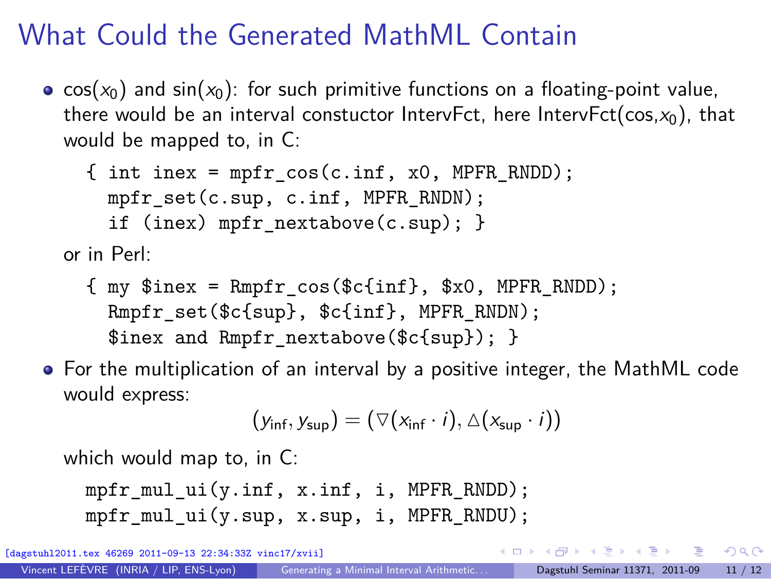# What Could the Generated MathML Contain

- $\cos(x_0)$ and $\sin(x_0)$: for such primitive functions on a floating-point value, there would be an interval constuctor IntervFct, here IntervFct(cos,$x_0$), that would be mapped to, in C:

```
{ int inex = mpfr_cos(c.inf, x0, MPFR_RNDD);
  mpfr_set(c.sup, c.inf, MPFR_RNDN);
  if (inex) mpfr_nextabove(c.sup); }
```

  or in Perl:

```
{ my $inex = Rmpfr_cos($c{inf}, $x0, MPFR_RNDD);
  Rmpfr_set($c{sup}, $c{inf}, MPFR_RNDN);
  $inex and Rmpfr_nextabove($c{sup}); }
```

- For the multiplication of an interval by a positive integer, the MathML code would express:

$$(y_{\mathrm{inf}}, y_{\mathrm{sup}}) = (\nabla(x_{\mathrm{inf}} \cdot i), \triangle(x_{\mathrm{sup}} \cdot i))$$

  which would map to, in C:

```
mpfr_mul_ui(y.inf, x.inf, i, MPFR_RNDD);
mpfr_mul_ui(y.sup, x.sup, i, MPFR_RNDU);
```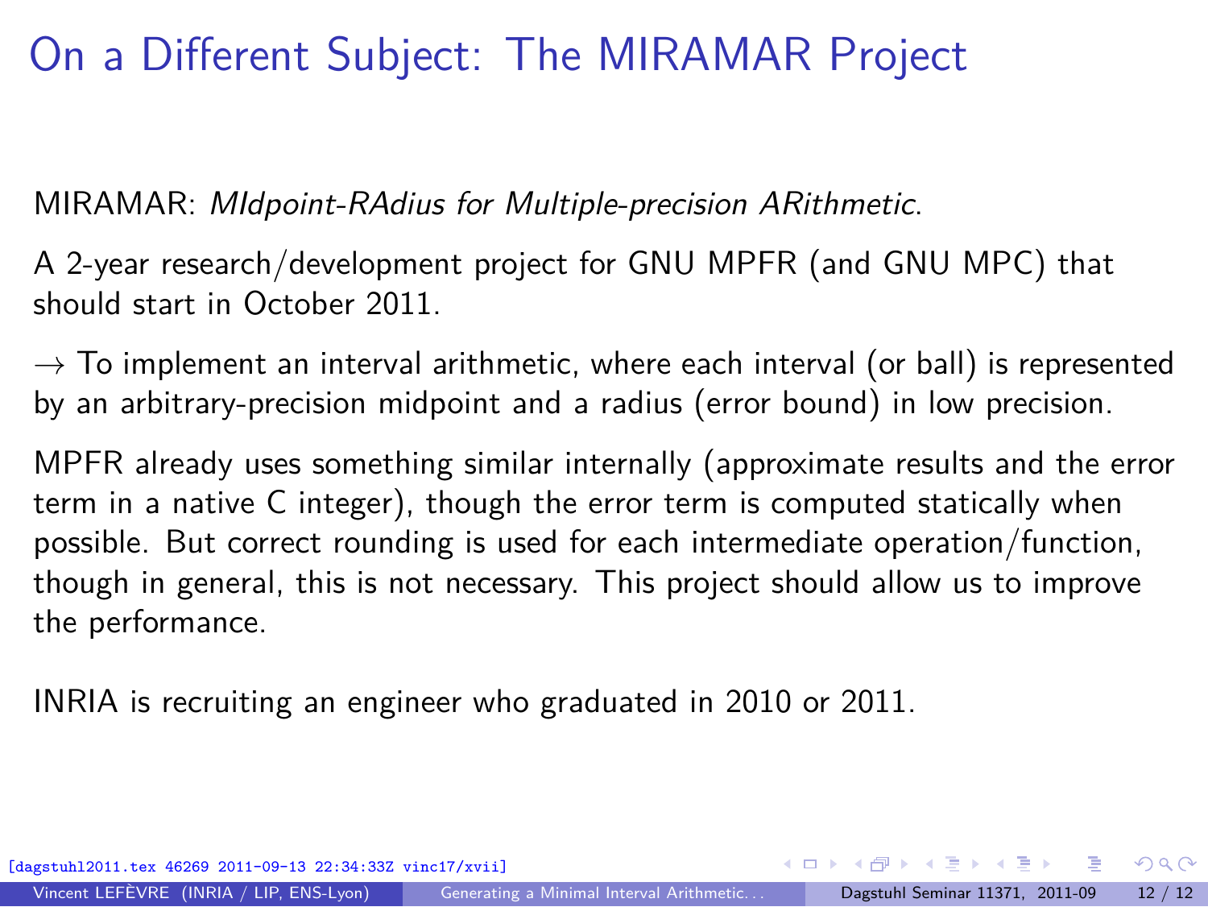# On a Different Subject: The MIRAMAR Project

MIRAMAR: *MIdpoint-RAdius for Multiple-precision ARithmetic*.

A 2-year research/development project for GNU MPFR (and GNU MPC) that should start in October 2011.

$\rightarrow$ To implement an interval arithmetic, where each interval (or ball) is represented by an arbitrary-precision midpoint and a radius (error bound) in low precision.

MPFR already uses something similar internally (approximate results and the error term in a native C integer), though the error term is computed statically when possible. But correct rounding is used for each intermediate operation/function, though in general, this is not necessary. This project should allow us to improve the performance.

INRIA is recruiting an engineer who graduated in 2010 or 2011.